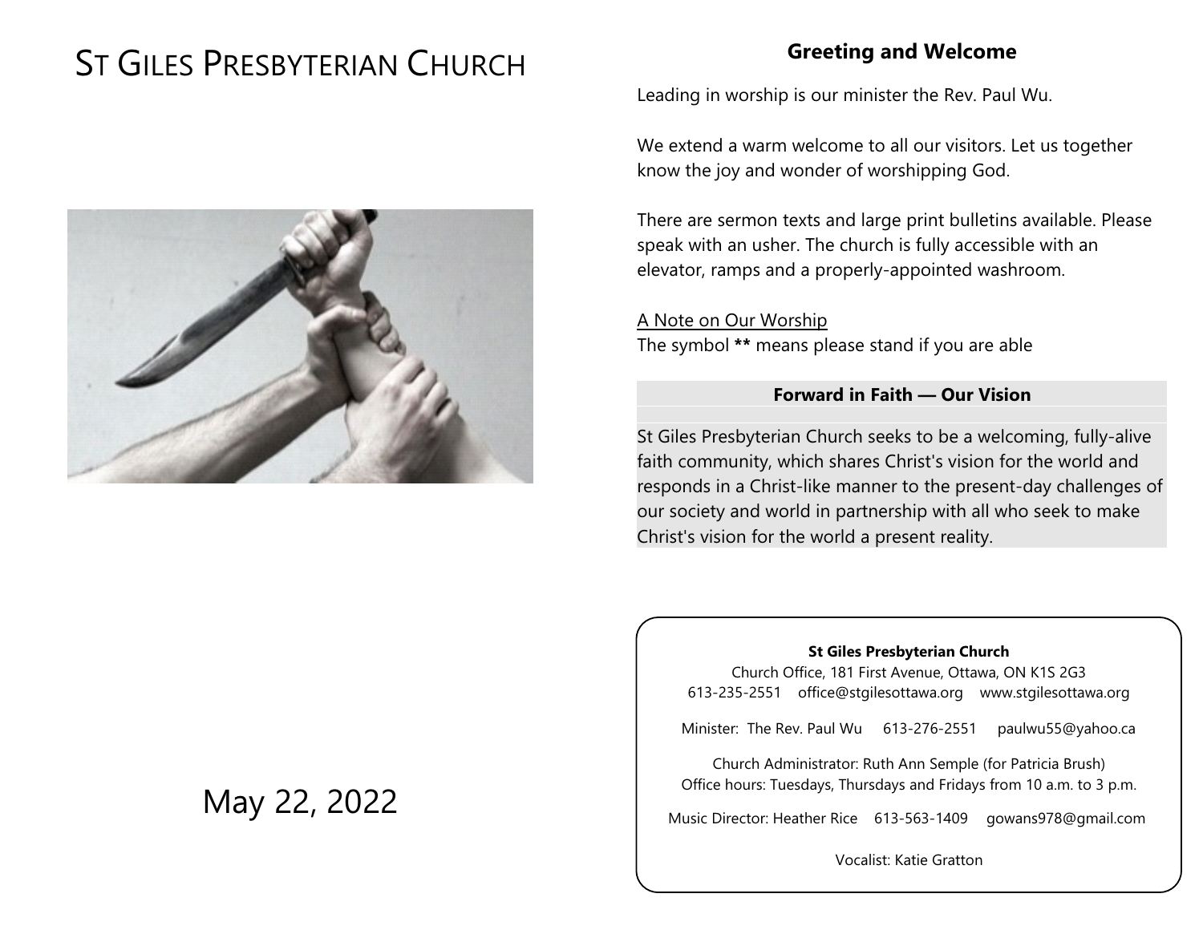# ST GILES PRESBYTERIAN CHURCH

May 22, 2022

## Greeting and Welcome

Leading in worship is our minister the Rev. Paul Wu.

We extend a warm welcome to all our visitors. Let us together know the joy and wonder of worshipping God.

There are sermon texts and large print bulletins available. Please speak with an usher. The church is fully accessible with an elevator, ramps and a properly-appointed washroom.

A Note on Our Worship
The symbol **** means please stand if you are able

### Forward in Faith — Our Vision

St Giles Presbyterian Church seeks to be a welcoming, fully-alive faith community, which shares Christ's vision for the world and responds in a Christ-like manner to the present-day challenges of our society and world in partnership with all who seek to make Christ's vision for the world a present reality.

**St Giles Presbyterian Church**
Church Office, 181 First Avenue, Ottawa, ON K1S 2G3
613-235-2551 office@stgilesottawa.org www.stgilesottawa.org

Minister: The Rev. Paul Wu 613-276-2551 paulwu55@yahoo.ca

Church Administrator: Ruth Ann Semple (for Patricia Brush)
Office hours: Tuesdays, Thursdays and Fridays from 10 a.m. to 3 p.m.

Music Director: Heather Rice 613-563-1409 gowans978@gmail.com

Vocalist: Katie Gratton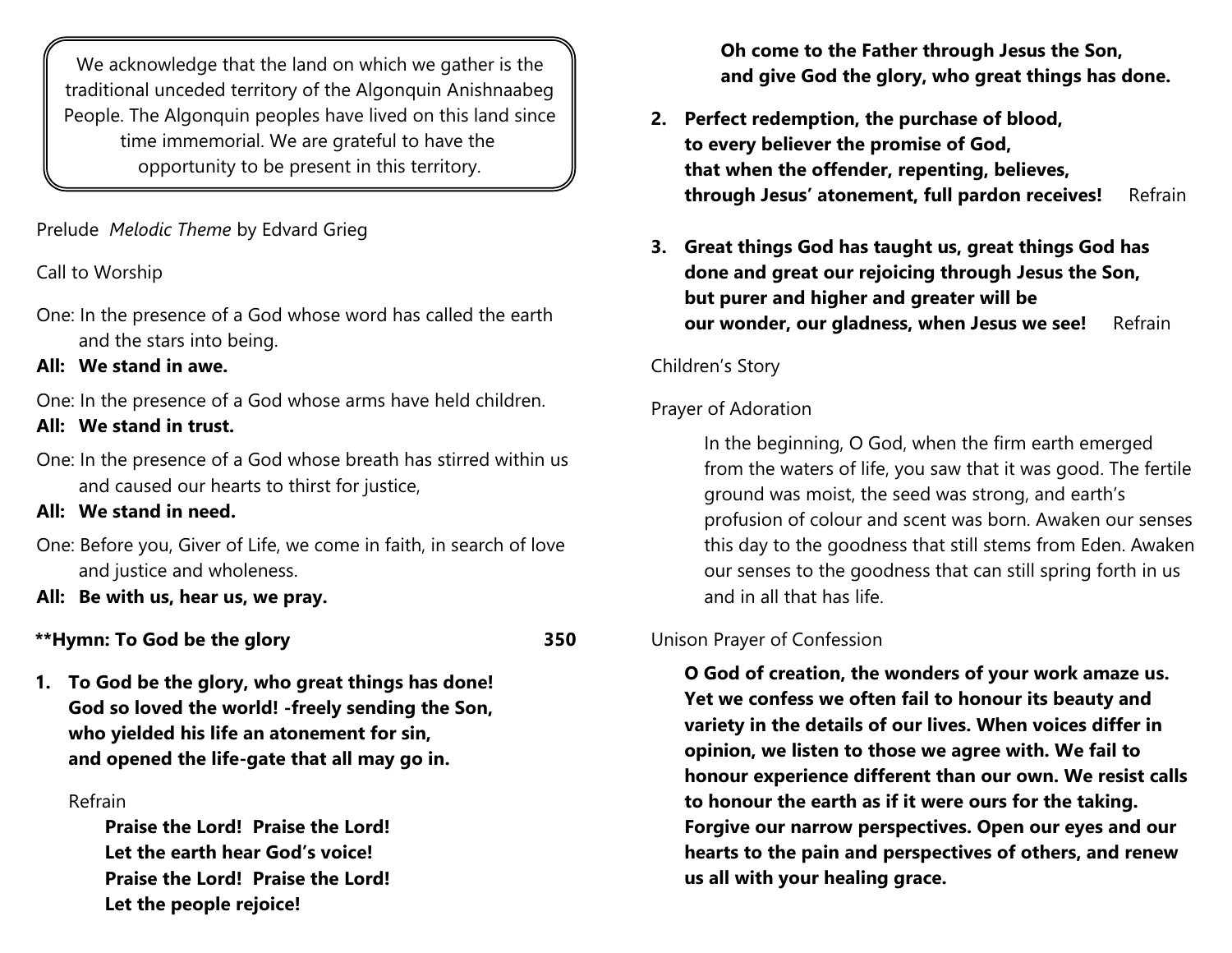We acknowledge that the land on which we gather is the traditional unceded territory of the Algonquin Anishnaabeg People. The Algonquin peoples have lived on this land since time immemorial. We are grateful to have the opportunity to be present in this territory.

Prelude *Melodic Theme* by Edvard Grieg

Call to Worship

One: In the presence of a God whose word has called the earth and the stars into being.

**All: We stand in awe.**

One: In the presence of a God whose arms have held children.

**All: We stand in trust.**

One: In the presence of a God whose breath has stirred within us and caused our hearts to thirst for justice,

**All: We stand in need.**

One: Before you, Giver of Life, we come in faith, in search of love and justice and wholeness.

**All: Be with us, hear us, we pray.**

**\*\*Hymn: To God be the glory 350**

**1. To God be the glory, who great things has done!**
**God so loved the world! -freely sending the Son,**
**who yielded his life an atonement for sin,**
**and opened the life-gate that all may go in.**

Refrain

**Praise the Lord! Praise the Lord!**
**Let the earth hear God's voice!**
**Praise the Lord! Praise the Lord!**
**Let the people rejoice!**
**Oh come to the Father through Jesus the Son,**
**and give God the glory, who great things has done.**

**2. Perfect redemption, the purchase of blood,**
**to every believer the promise of God,**
**that when the offender, repenting, believes,**
**through Jesus' atonement, full pardon receives!** Refrain

**3. Great things God has taught us, great things God has done and great our rejoicing through Jesus the Son,**
**but purer and higher and greater will be**
**our wonder, our gladness, when Jesus we see!** Refrain

Children's Story

Prayer of Adoration

In the beginning, O God, when the firm earth emerged from the waters of life, you saw that it was good. The fertile ground was moist, the seed was strong, and earth's profusion of colour and scent was born. Awaken our senses this day to the goodness that still stems from Eden. Awaken our senses to the goodness that can still spring forth in us and in all that has life.

Unison Prayer of Confession

**O God of creation, the wonders of your work amaze us. Yet we confess we often fail to honour its beauty and variety in the details of our lives. When voices differ in opinion, we listen to those we agree with. We fail to honour experience different than our own. We resist calls to honour the earth as if it were ours for the taking. Forgive our narrow perspectives. Open our eyes and our hearts to the pain and perspectives of others, and renew us all with your healing grace.**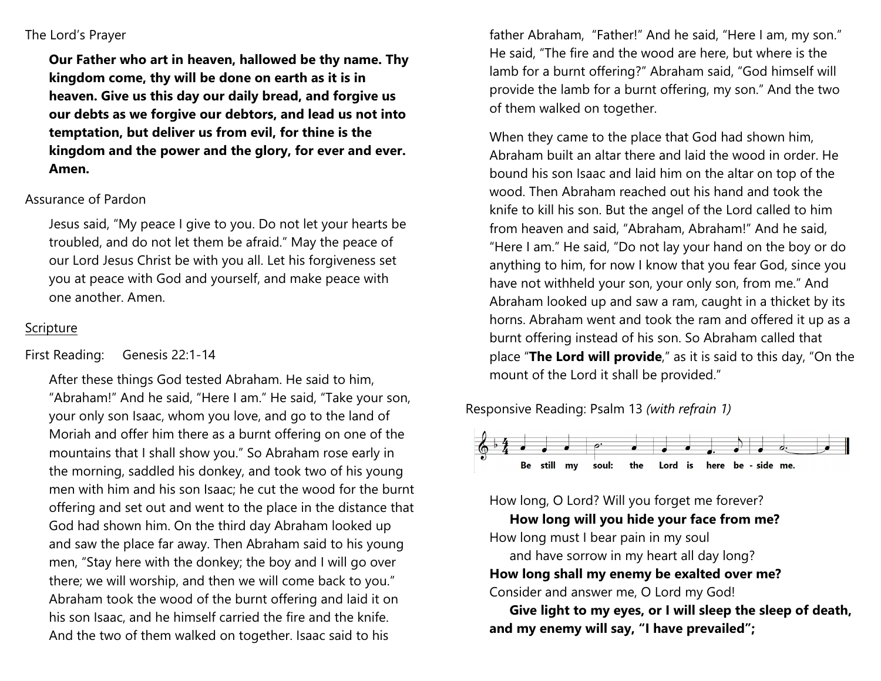The Lord's Prayer

**Our Father who art in heaven, hallowed be thy name. Thy kingdom come, thy will be done on earth as it is in heaven. Give us this day our daily bread, and forgive us our debts as we forgive our debtors, and lead us not into temptation, but deliver us from evil, for thine is the kingdom and the power and the glory, for ever and ever. Amen.**

Assurance of Pardon

Jesus said, "My peace I give to you. Do not let your hearts be troubled, and do not let them be afraid." May the peace of our Lord Jesus Christ be with you all. Let his forgiveness set you at peace with God and yourself, and make peace with one another. Amen.

Scripture

First Reading: Genesis 22:1-14

After these things God tested Abraham. He said to him, "Abraham!" And he said, "Here I am." He said, "Take your son, your only son Isaac, whom you love, and go to the land of Moriah and offer him there as a burnt offering on one of the mountains that I shall show you." So Abraham rose early in the morning, saddled his donkey, and took two of his young men with him and his son Isaac; he cut the wood for the burnt offering and set out and went to the place in the distance that God had shown him. On the third day Abraham looked up and saw the place far away. Then Abraham said to his young men, "Stay here with the donkey; the boy and I will go over there; we will worship, and then we will come back to you." Abraham took the wood of the burnt offering and laid it on his son Isaac, and he himself carried the fire and the knife. And the two of them walked on together. Isaac said to his father Abraham, "Father!" And he said, "Here I am, my son." He said, "The fire and the wood are here, but where is the lamb for a burnt offering?" Abraham said, "God himself will provide the lamb for a burnt offering, my son." And the two of them walked on together.

When they came to the place that God had shown him, Abraham built an altar there and laid the wood in order. He bound his son Isaac and laid him on the altar on top of the wood. Then Abraham reached out his hand and took the knife to kill his son. But the angel of the Lord called to him from heaven and said, "Abraham, Abraham!" And he said, "Here I am." He said, "Do not lay your hand on the boy or do anything to him, for now I know that you fear God, since you have not withheld your son, your only son, from me." And Abraham looked up and saw a ram, caught in a thicket by its horns. Abraham went and took the ram and offered it up as a burnt offering instead of his son. So Abraham called that place "**The Lord will provide**," as it is said to this day, "On the mount of the Lord it shall be provided."

Responsive Reading: Psalm 13 *(with refrain 1)*

Be still my soul: the Lord is here be - side me.

How long, O Lord? Will you forget me forever?
**How long will you hide your face from me?**
How long must I bear pain in my soul
and have sorrow in my heart all day long?
**How long shall my enemy be exalted over me?**
Consider and answer me, O Lord my God!
**Give light to my eyes, or I will sleep the sleep of death, and my enemy will say, "I have prevailed";**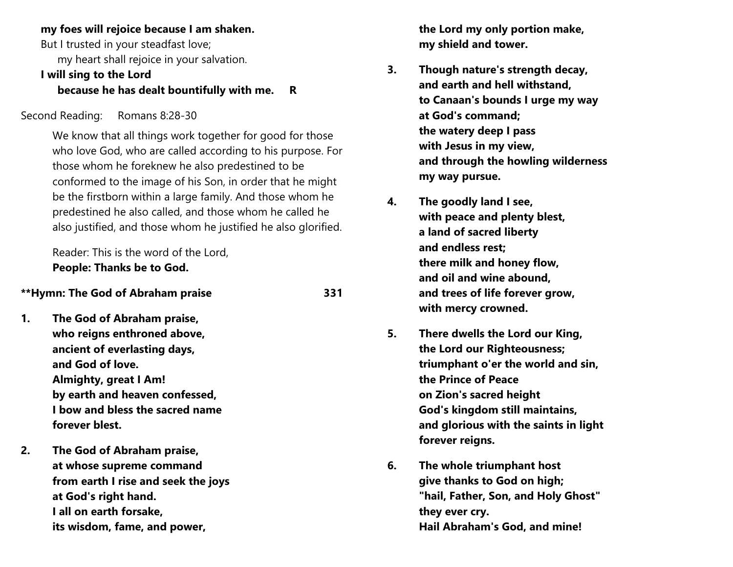**my foes will rejoice because I am shaken.**
But I trusted in your steadfast love;
my heart shall rejoice in your salvation.
**I will sing to the Lord**
**because he has dealt bountifully with me. R**

Second Reading: Romans 8:28-30

We know that all things work together for good for those who love God, who are called according to his purpose. For those whom he foreknew he also predestined to be conformed to the image of his Son, in order that he might be the firstborn within a large family. And those whom he predestined he also called, and those whom he called he also justified, and those whom he justified he also glorified.

Reader: This is the word of the Lord,
**People: Thanks be to God.**

**\*\*Hymn: The God of Abraham praise 331**

**1. The God of Abraham praise,**
**who reigns enthroned above,**
**ancient of everlasting days,**
**and God of love.**
**Almighty, great I Am!**
**by earth and heaven confessed,**
**I bow and bless the sacred name**
**forever blest.**

**2. The God of Abraham praise,**
**at whose supreme command**
**from earth I rise and seek the joys**
**at God's right hand.**
**I all on earth forsake,**
**its wisdom, fame, and power,**
**the Lord my only portion make,**
**my shield and tower.**

**3. Though nature's strength decay,**
**and earth and hell withstand,**
**to Canaan's bounds I urge my way**
**at God's command;**
**the watery deep I pass**
**with Jesus in my view,**
**and through the howling wilderness**
**my way pursue.**

**4. The goodly land I see,**
**with peace and plenty blest,**
**a land of sacred liberty**
**and endless rest;**
**there milk and honey flow,**
**and oil and wine abound,**
**and trees of life forever grow,**
**with mercy crowned.**

**5. There dwells the Lord our King,**
**the Lord our Righteousness;**
**triumphant o'er the world and sin,**
**the Prince of Peace**
**on Zion's sacred height**
**God's kingdom still maintains,**
**and glorious with the saints in light**
**forever reigns.**

**6. The whole triumphant host**
**give thanks to God on high;**
**"hail, Father, Son, and Holy Ghost"**
**they ever cry.**
**Hail Abraham's God, and mine!**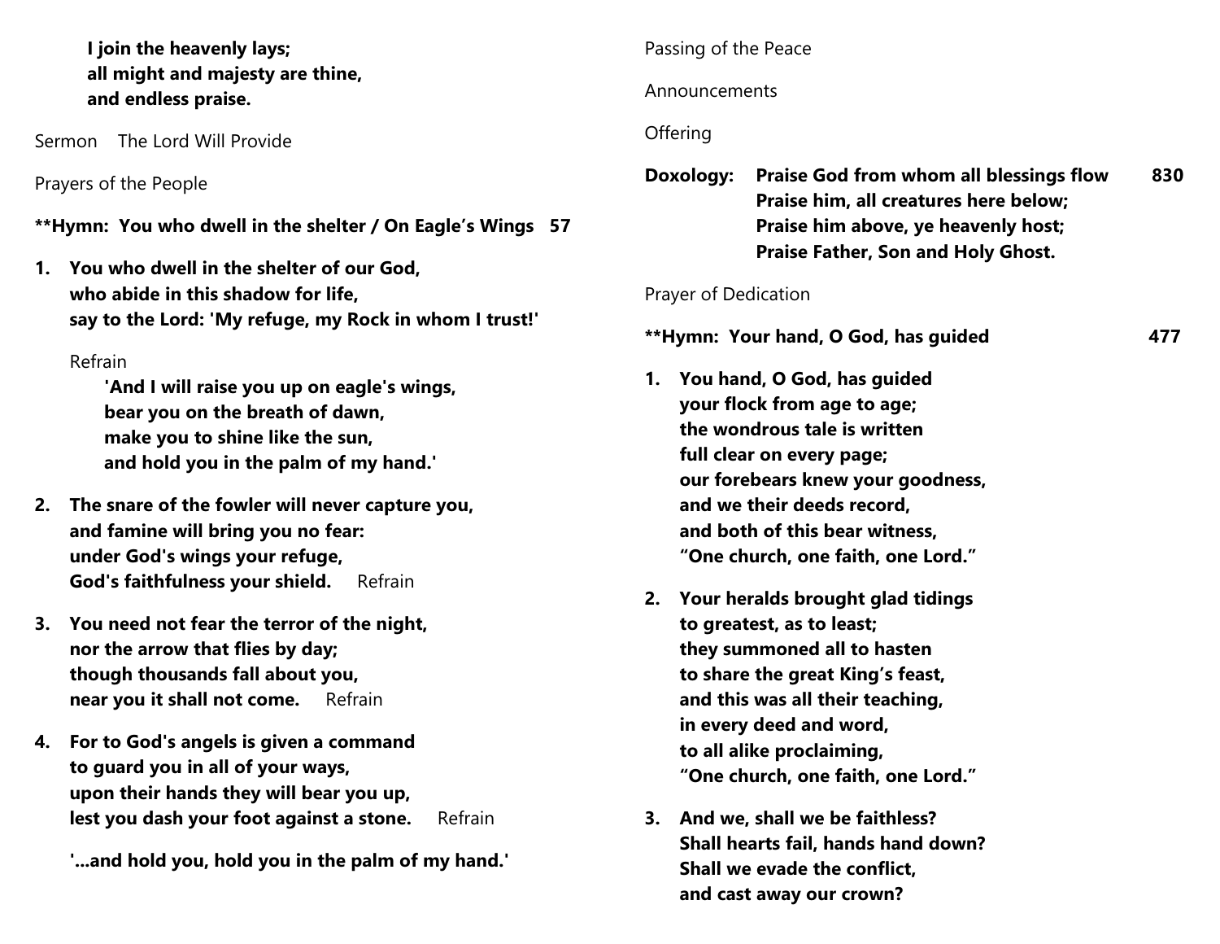**I join the heavenly lays;**
**all might and majesty are thine,**
**and endless praise.**

Sermon The Lord Will Provide

Prayers of the People

**\*\*Hymn: You who dwell in the shelter / On Eagle's Wings 57**

1. **You who dwell in the shelter of our God,**
   **who abide in this shadow for life,**
   **say to the Lord: 'My refuge, my Rock in whom I trust!'**

   Refrain
   **'And I will raise you up on eagle's wings,**
   **bear you on the breath of dawn,**
   **make you to shine like the sun,**
   **and hold you in the palm of my hand.'**

2. **The snare of the fowler will never capture you,**
   **and famine will bring you no fear:**
   **under God's wings your refuge,**
   **God's faithfulness your shield.** Refrain

3. **You need not fear the terror of the night,**
   **nor the arrow that flies by day;**
   **though thousands fall about you,**
   **near you it shall not come.** Refrain

4. **For to God's angels is given a command**
   **to guard you in all of your ways,**
   **upon their hands they will bear you up,**
   **lest you dash your foot against a stone.** Refrain

   **'...and hold you, hold you in the palm of my hand.'**

Passing of the Peace

Announcements

Offering

**Doxology: Praise God from whom all blessings flow 830**
**Praise him, all creatures here below;**
**Praise him above, ye heavenly host;**
**Praise Father, Son and Holy Ghost.**

Prayer of Dedication

**\*\*Hymn: Your hand, O God, has guided 477**

1. **You hand, O God, has guided**
   **your flock from age to age;**
   **the wondrous tale is written**
   **full clear on every page;**
   **our forebears knew your goodness,**
   **and we their deeds record,**
   **and both of this bear witness,**
   **"One church, one faith, one Lord."**

2. **Your heralds brought glad tidings**
   **to greatest, as to least;**
   **they summoned all to hasten**
   **to share the great King's feast,**
   **and this was all their teaching,**
   **in every deed and word,**
   **to all alike proclaiming,**
   **"One church, one faith, one Lord."**

3. **And we, shall we be faithless?**
   **Shall hearts fail, hands hand down?**
   **Shall we evade the conflict,**
   **and cast away our crown?**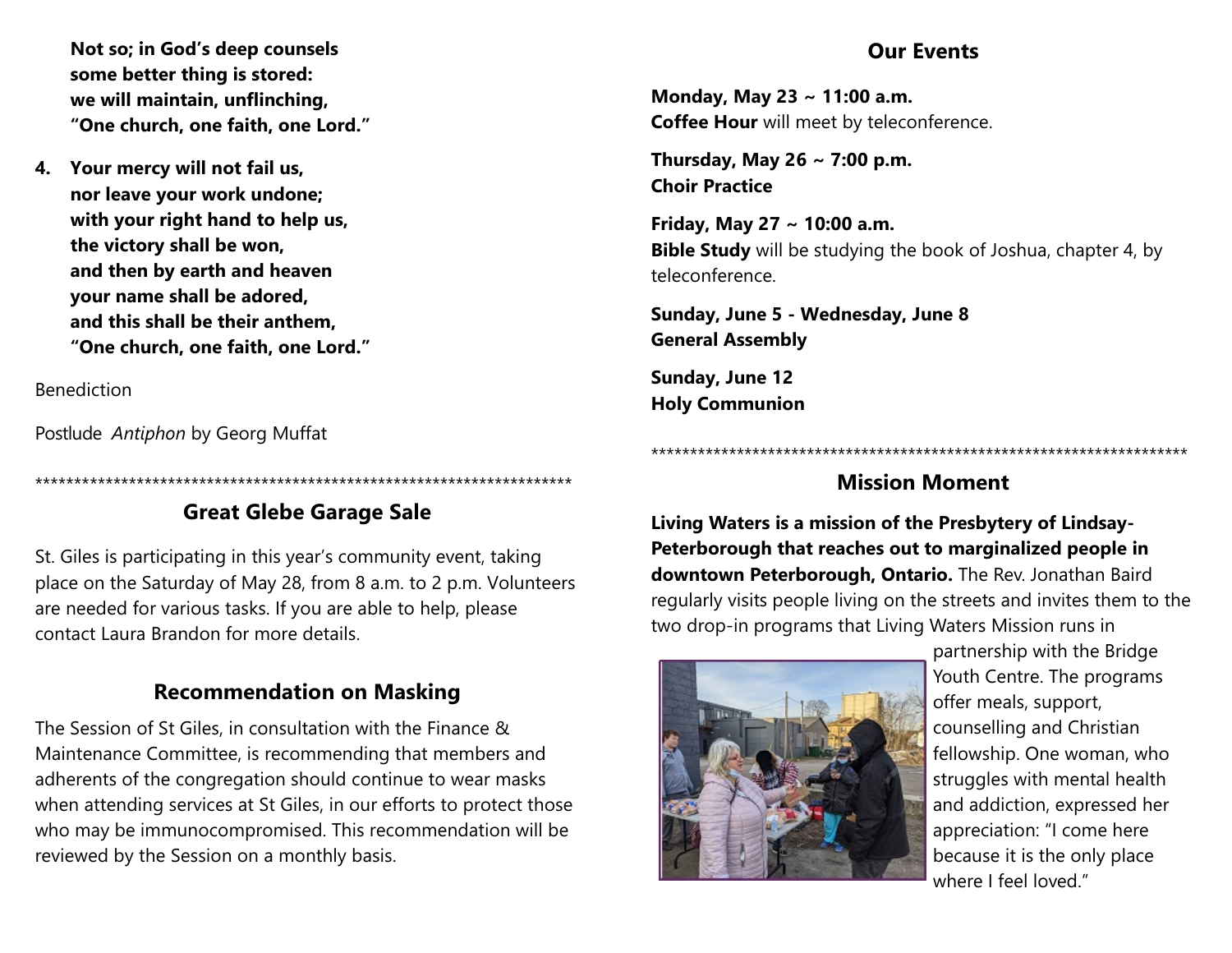**Not so; in God's deep counsels**
**some better thing is stored:**
**we will maintain, unflinching,**
**"One church, one faith, one Lord."**

4. **Your mercy will not fail us,**
   **nor leave your work undone;**
   **with your right hand to help us,**
   **the victory shall be won,**
   **and then by earth and heaven**
   **your name shall be adored,**
   **and this shall be their anthem,**
   **"One church, one faith, one Lord."**

Benediction

Postlude *Antiphon* by Georg Muffat

***********************************************************************

## Great Glebe Garage Sale

St. Giles is participating in this year's community event, taking place on the Saturday of May 28, from 8 a.m. to 2 p.m. Volunteers are needed for various tasks. If you are able to help, please contact Laura Brandon for more details.

## Recommendation on Masking

The Session of St Giles, in consultation with the Finance & Maintenance Committee, is recommending that members and adherents of the congregation should continue to wear masks when attending services at St Giles, in our efforts to protect those who may be immunocompromised. This recommendation will be reviewed by the Session on a monthly basis.

## Our Events

**Monday, May 23 ~ 11:00 a.m.**
**Coffee Hour** will meet by teleconference.

**Thursday, May 26 ~ 7:00 p.m.**
**Choir Practice**

**Friday, May 27 ~ 10:00 a.m.**
**Bible Study** will be studying the book of Joshua, chapter 4, by teleconference.

**Sunday, June 5 - Wednesday, June 8**
**General Assembly**

**Sunday, June 12**
**Holy Communion**

***********************************************************************

## Mission Moment

**Living Waters is a mission of the Presbytery of Lindsay-Peterborough that reaches out to marginalized people in downtown Peterborough, Ontario.** The Rev. Jonathan Baird regularly visits people living on the streets and invites them to the two drop-in programs that Living Waters Mission runs in partnership with the Bridge Youth Centre. The programs offer meals, support, counselling and Christian fellowship. One woman, who struggles with mental health and addiction, expressed her appreciation: "I come here because it is the only place where I feel loved."